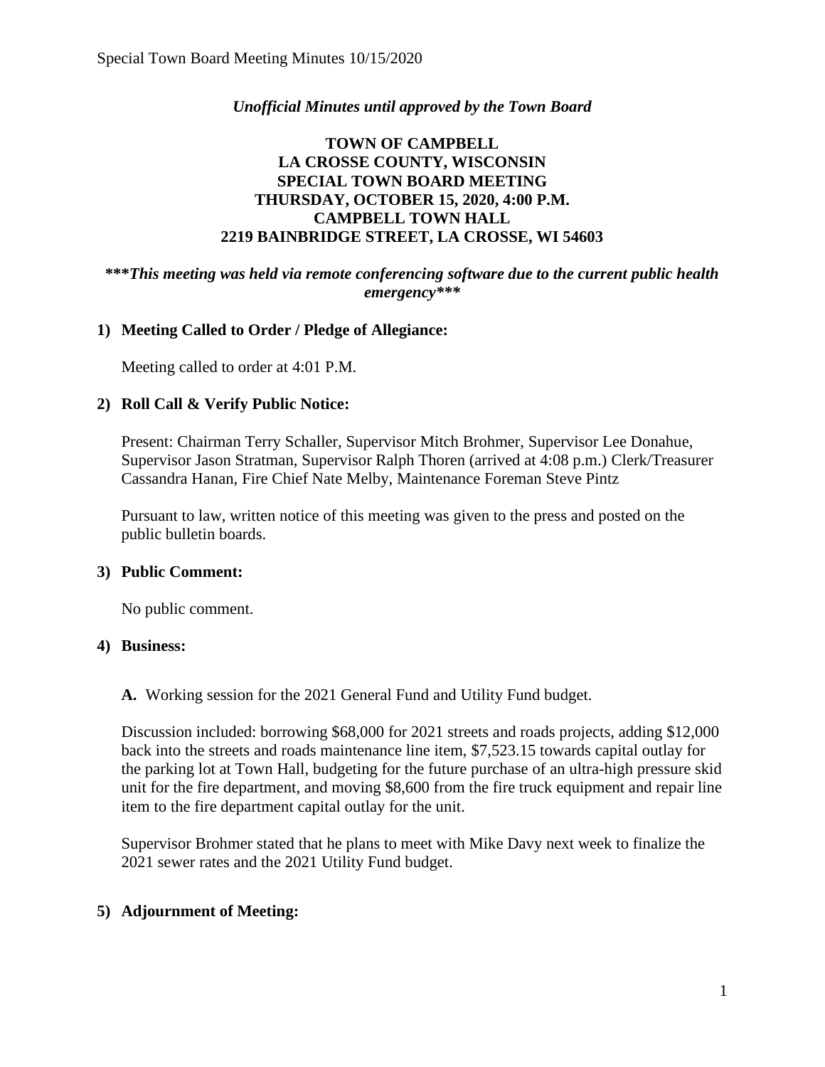*Unofficial Minutes until approved by the Town Board*

**TOWN OF CAMPBELL**
**LA CROSSE COUNTY, WISCONSIN**
**SPECIAL TOWN BOARD MEETING**
**THURSDAY, OCTOBER 15, 2020, 4:00 P.M.**
**CAMPBELL TOWN HALL**
**2219 BAINBRIDGE STREET, LA CROSSE, WI 54603**

***\*\*\*This meeting was held via remote conferencing software due to the current public health emergency\*\*\****

**1) Meeting Called to Order / Pledge of Allegiance:**

Meeting called to order at 4:01 P.M.

**2) Roll Call & Verify Public Notice:**

Present: Chairman Terry Schaller, Supervisor Mitch Brohmer, Supervisor Lee Donahue, Supervisor Jason Stratman, Supervisor Ralph Thoren (arrived at 4:08 p.m.) Clerk/Treasurer Cassandra Hanan, Fire Chief Nate Melby, Maintenance Foreman Steve Pintz

Pursuant to law, written notice of this meeting was given to the press and posted on the public bulletin boards.

**3) Public Comment:**

No public comment.

**4) Business:**

**A.** Working session for the 2021 General Fund and Utility Fund budget.

Discussion included: borrowing $68,000 for 2021 streets and roads projects, adding $12,000 back into the streets and roads maintenance line item, $7,523.15 towards capital outlay for the parking lot at Town Hall, budgeting for the future purchase of an ultra-high pressure skid unit for the fire department, and moving $8,600 from the fire truck equipment and repair line item to the fire department capital outlay for the unit.

Supervisor Brohmer stated that he plans to meet with Mike Davy next week to finalize the 2021 sewer rates and the 2021 Utility Fund budget.

**5) Adjournment of Meeting:**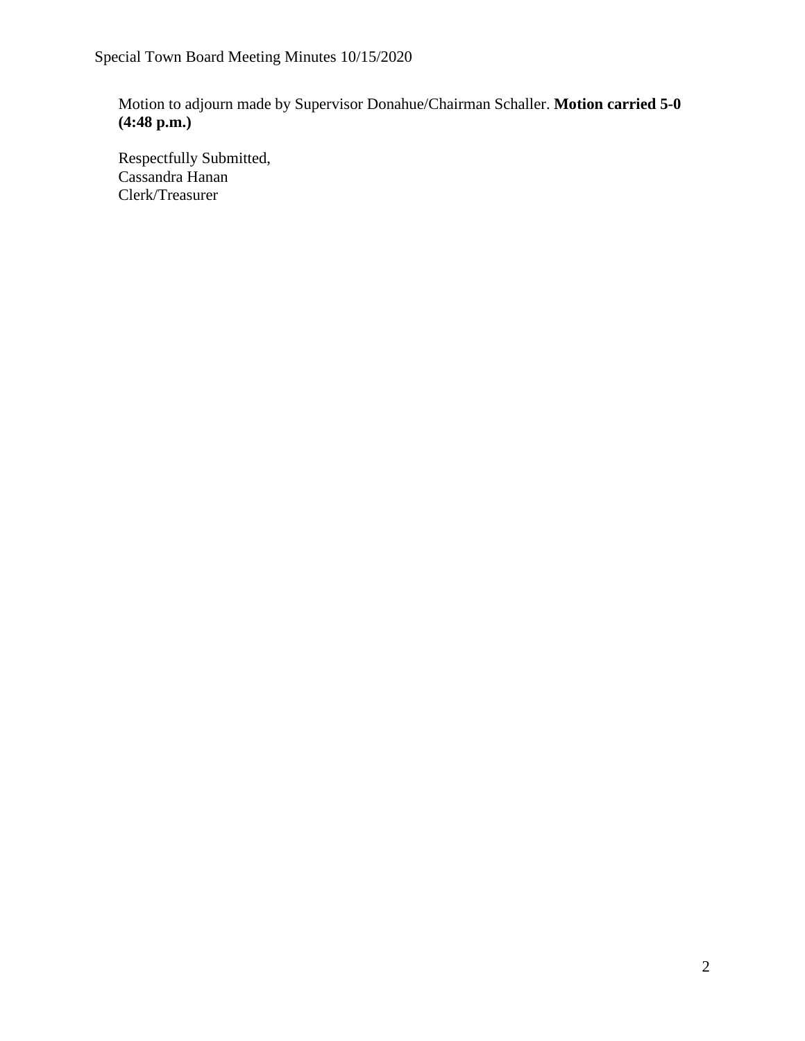Motion to adjourn made by Supervisor Donahue/Chairman Schaller. **Motion carried 5-0 (4:48 p.m.)**

Respectfully Submitted,
Cassandra Hanan
Clerk/Treasurer